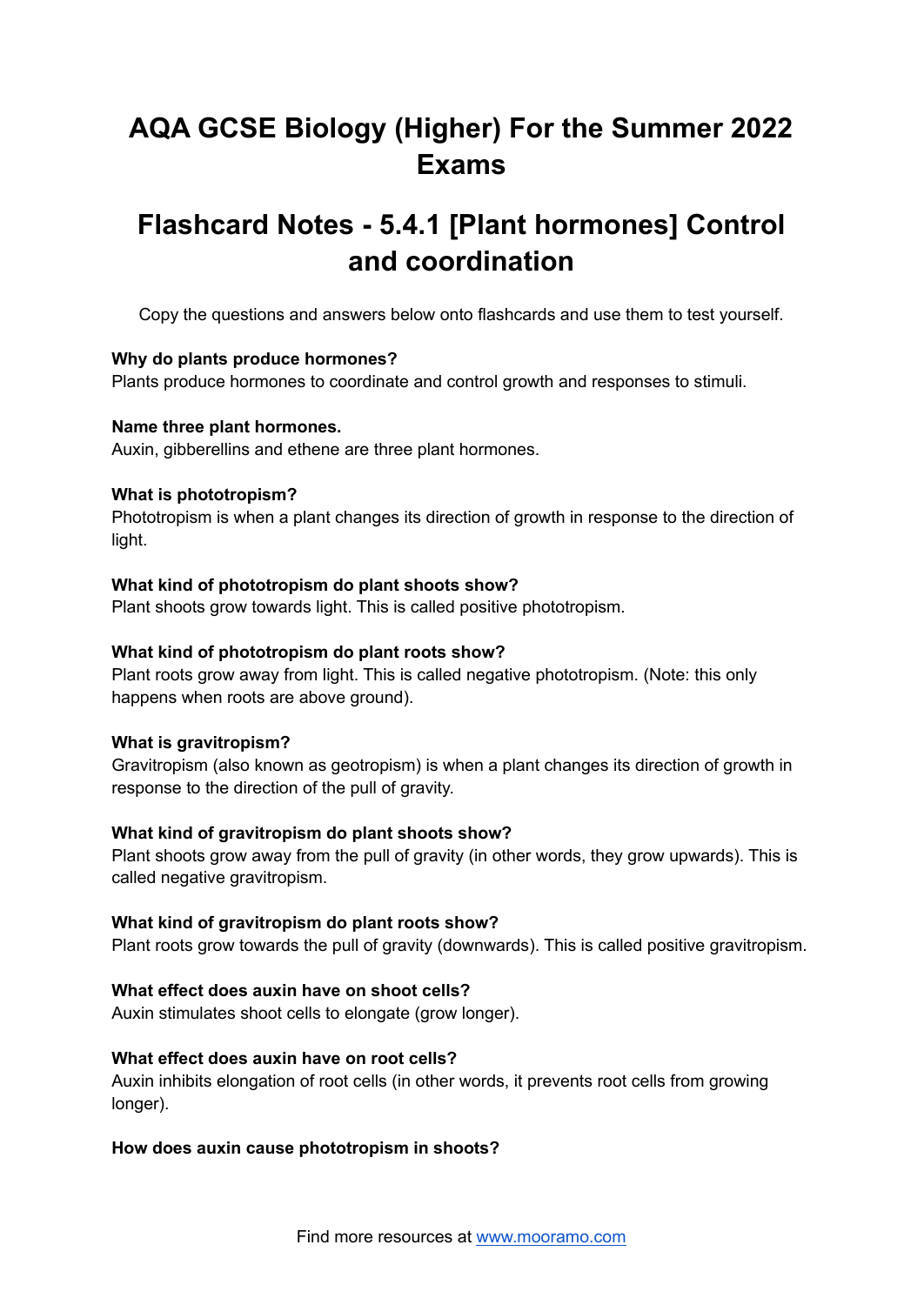# AQA GCSE Biology (Higher) For the Summer 2022 Exams

# Flashcard Notes - 5.4.1 [Plant hormones] Control and coordination

Copy the questions and answers below onto flashcards and use them to test yourself.

**Why do plants produce hormones?**
Plants produce hormones to coordinate and control growth and responses to stimuli.

**Name three plant hormones.**
Auxin, gibberellins and ethene are three plant hormones.

**What is phototropism?**
Phototropism is when a plant changes its direction of growth in response to the direction of light.

**What kind of phototropism do plant shoots show?**
Plant shoots grow towards light. This is called positive phototropism.

**What kind of phototropism do plant roots show?**
Plant roots grow away from light. This is called negative phototropism. (Note: this only happens when roots are above ground).

**What is gravitropism?**
Gravitropism (also known as geotropism) is when a plant changes its direction of growth in response to the direction of the pull of gravity.

**What kind of gravitropism do plant shoots show?**
Plant shoots grow away from the pull of gravity (in other words, they grow upwards). This is called negative gravitropism.

**What kind of gravitropism do plant roots show?**
Plant roots grow towards the pull of gravity (downwards). This is called positive gravitropism.

**What effect does auxin have on shoot cells?**
Auxin stimulates shoot cells to elongate (grow longer).

**What effect does auxin have on root cells?**
Auxin inhibits elongation of root cells (in other words, it prevents root cells from growing longer).

**How does auxin cause phototropism in shoots?**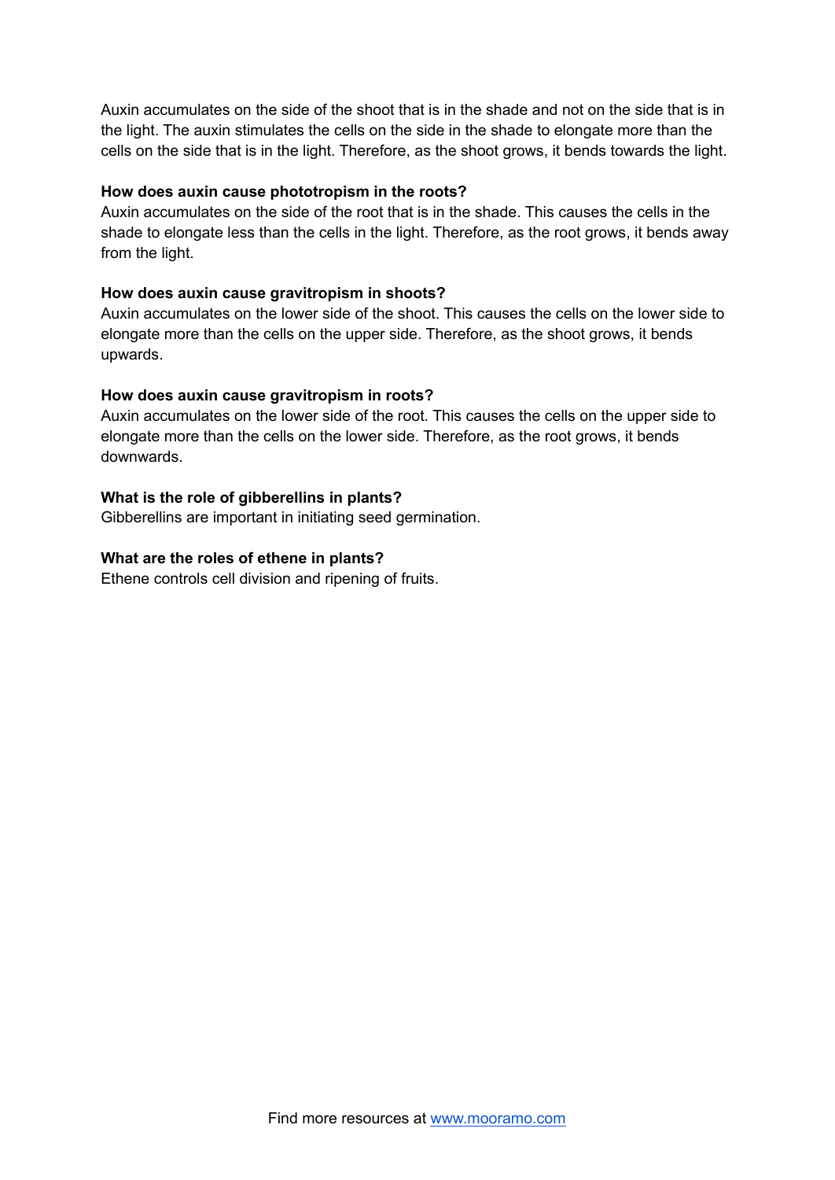Auxin accumulates on the side of the shoot that is in the shade and not on the side that is in the light. The auxin stimulates the cells on the side in the shade to elongate more than the cells on the side that is in the light. Therefore, as the shoot grows, it bends towards the light.

**How does auxin cause phototropism in the roots?**
Auxin accumulates on the side of the root that is in the shade. This causes the cells in the shade to elongate less than the cells in the light. Therefore, as the root grows, it bends away from the light.

**How does auxin cause gravitropism in shoots?**
Auxin accumulates on the lower side of the shoot. This causes the cells on the lower side to elongate more than the cells on the upper side. Therefore, as the shoot grows, it bends upwards.

**How does auxin cause gravitropism in roots?**
Auxin accumulates on the lower side of the root. This causes the cells on the upper side to elongate more than the cells on the lower side. Therefore, as the root grows, it bends downwards.

**What is the role of gibberellins in plants?**
Gibberellins are important in initiating seed germination.

**What are the roles of ethene in plants?**
Ethene controls cell division and ripening of fruits.

Find more resources at [www.mooramo.com](http://www.mooramo.com)